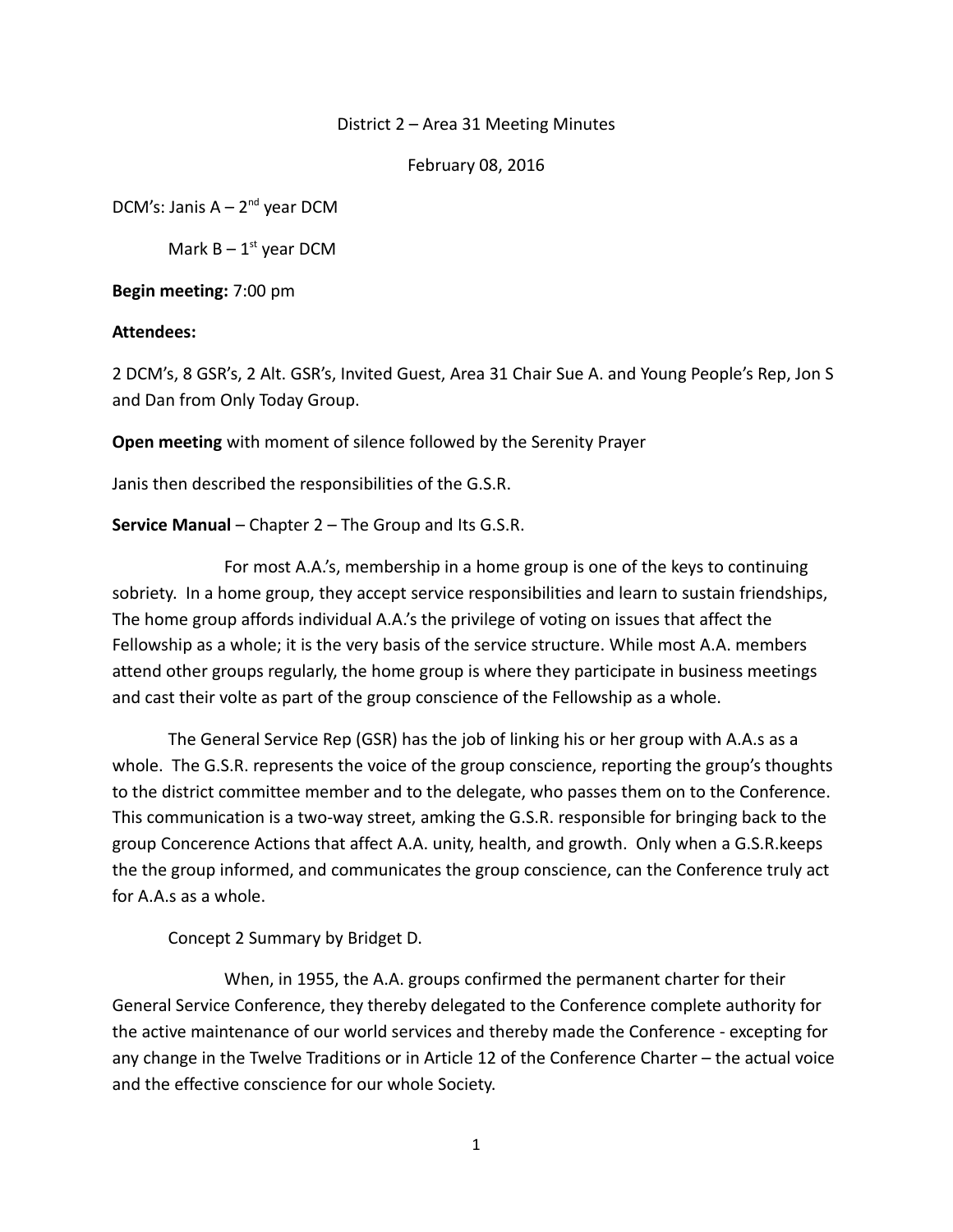District 2 – Area 31 Meeting Minutes

February 08, 2016

DCM's: Janis A – 2nd year DCM

Mark B – 1st year DCM

**Begin meeting:** 7:00 pm

**Attendees:**

2 DCM's, 8 GSR's, 2 Alt. GSR's, Invited Guest, Area 31 Chair Sue A. and Young People's Rep, Jon S and Dan from Only Today Group.

**Open meeting** with moment of silence followed by the Serenity Prayer

Janis then described the responsibilities of the G.S.R.

**Service Manual** – Chapter 2 – The Group and Its G.S.R.

For most A.A.'s, membership in a home group is one of the keys to continuing sobriety. In a home group, they accept service responsibilities and learn to sustain friendships, The home group affords individual A.A.'s the privilege of voting on issues that affect the Fellowship as a whole; it is the very basis of the service structure. While most A.A. members attend other groups regularly, the home group is where they participate in business meetings and cast their volte as part of the group conscience of the Fellowship as a whole.

The General Service Rep (GSR) has the job of linking his or her group with A.A.s as a whole. The G.S.R. represents the voice of the group conscience, reporting the group's thoughts to the district committee member and to the delegate, who passes them on to the Conference. This communication is a two-way street, amking the G.S.R. responsible for bringing back to the group Concerence Actions that affect A.A. unity, health, and growth. Only when a G.S.R.keeps the the group informed, and communicates the group conscience, can the Conference truly act for A.A.s as a whole.

Concept 2 Summary by Bridget D.

When, in 1955, the A.A. groups confirmed the permanent charter for their General Service Conference, they thereby delegated to the Conference complete authority for the active maintenance of our world services and thereby made the Conference - excepting for any change in the Twelve Traditions or in Article 12 of the Conference Charter – the actual voice and the effective conscience for our whole Society.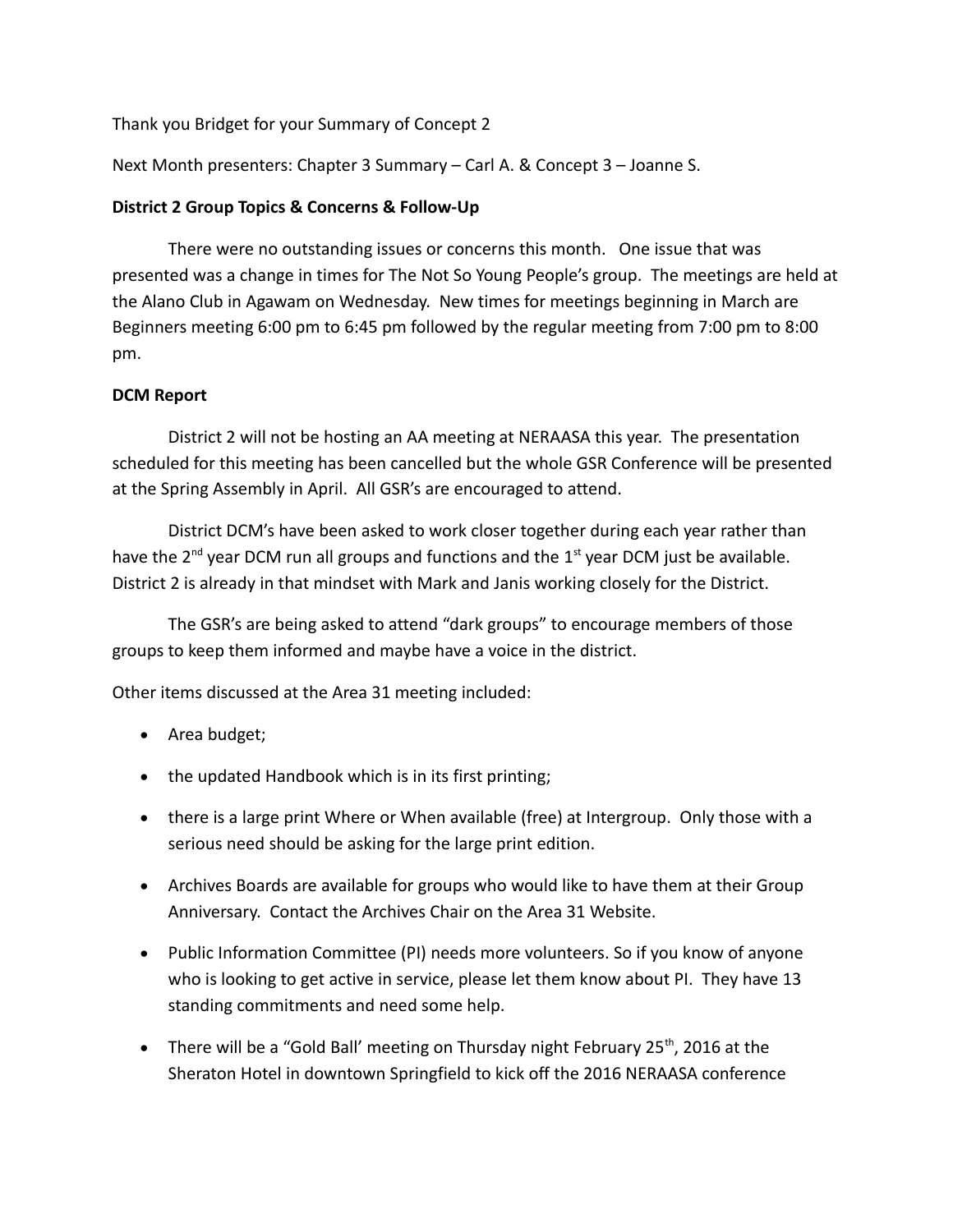Thank you Bridget for your Summary of Concept 2

Next Month presenters: Chapter 3 Summary – Carl A. & Concept 3 – Joanne S.

**District 2 Group Topics & Concerns & Follow-Up**

There were no outstanding issues or concerns this month. One issue that was presented was a change in times for The Not So Young People's group. The meetings are held at the Alano Club in Agawam on Wednesday. New times for meetings beginning in March are Beginners meeting 6:00 pm to 6:45 pm followed by the regular meeting from 7:00 pm to 8:00 pm.

**DCM Report**

District 2 will not be hosting an AA meeting at NERAASA this year. The presentation scheduled for this meeting has been cancelled but the whole GSR Conference will be presented at the Spring Assembly in April. All GSR's are encouraged to attend.

District DCM's have been asked to work closer together during each year rather than have the 2nd year DCM run all groups and functions and the 1st year DCM just be available. District 2 is already in that mindset with Mark and Janis working closely for the District.

The GSR's are being asked to attend "dark groups" to encourage members of those groups to keep them informed and maybe have a voice in the district.

Other items discussed at the Area 31 meeting included:

- Area budget;
- the updated Handbook which is in its first printing;
- there is a large print Where or When available (free) at Intergroup. Only those with a serious need should be asking for the large print edition.
- Archives Boards are available for groups who would like to have them at their Group Anniversary. Contact the Archives Chair on the Area 31 Website.
- Public Information Committee (PI) needs more volunteers. So if you know of anyone who is looking to get active in service, please let them know about PI. They have 13 standing commitments and need some help.
- There will be a "Gold Ball' meeting on Thursday night February 25th, 2016 at the Sheraton Hotel in downtown Springfield to kick off the 2016 NERAASA conference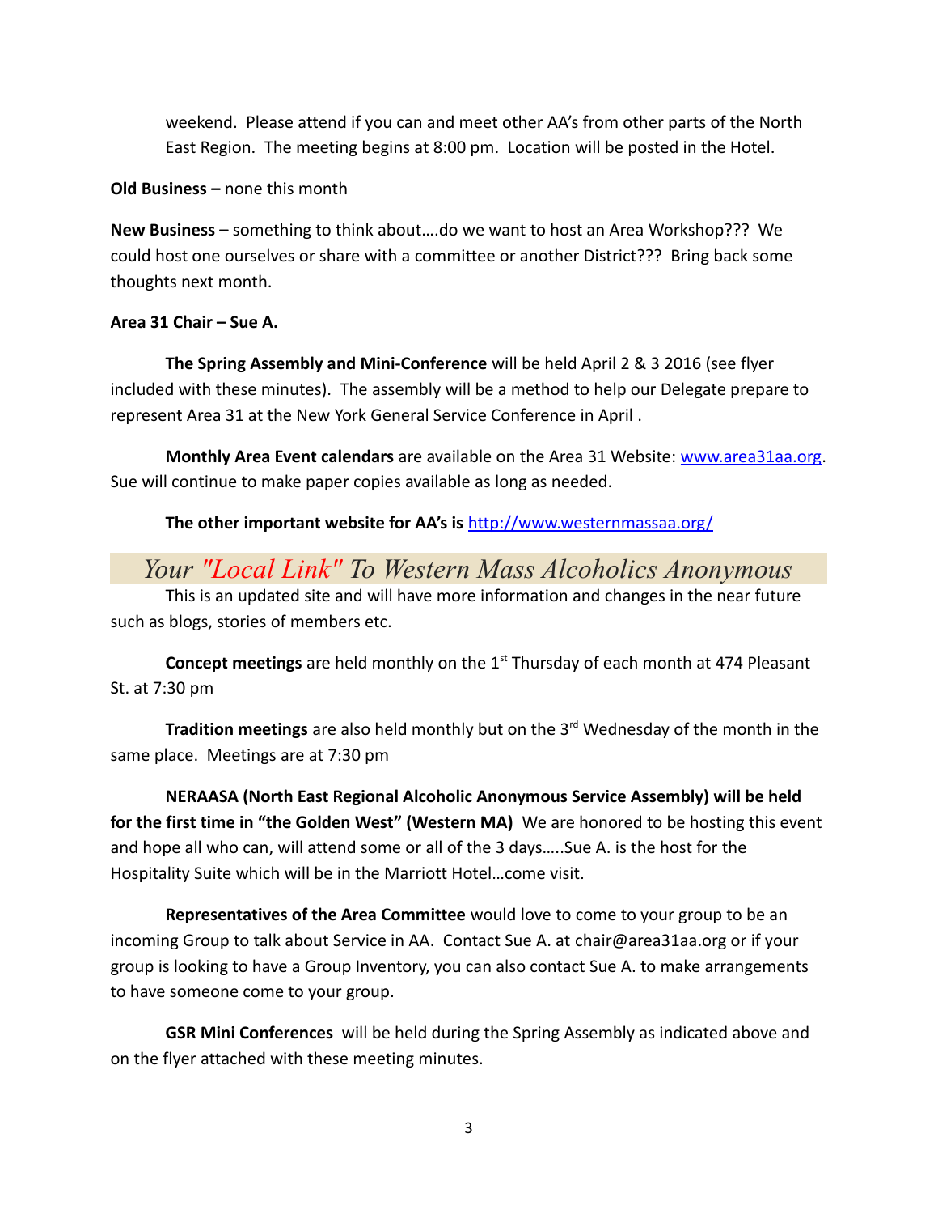weekend. Please attend if you can and meet other AA's from other parts of the North East Region. The meeting begins at 8:00 pm. Location will be posted in the Hotel.

**Old Business –** none this month

**New Business –** something to think about….do we want to host an Area Workshop??? We could host one ourselves or share with a committee or another District??? Bring back some thoughts next month.

**Area 31 Chair – Sue A.**

**The Spring Assembly and Mini-Conference** will be held April 2 & 3 2016 (see flyer included with these minutes). The assembly will be a method to help our Delegate prepare to represent Area 31 at the New York General Service Conference in April .

**Monthly Area Event calendars** are available on the Area 31 Website: [www.area31aa.org](http://www.area31aa.org). Sue will continue to make paper copies available as long as needed.

**The other important website for AA's is** [http://www.westernmassaa.org/](http://www.westernmassaa.org/)

## *Your "Local Link" To Western Mass Alcoholics Anonymous*

This is an updated site and will have more information and changes in the near future such as blogs, stories of members etc.

**Concept meetings** are held monthly on the 1st Thursday of each month at 474 Pleasant St. at 7:30 pm

**Tradition meetings** are also held monthly but on the 3rd Wednesday of the month in the same place. Meetings are at 7:30 pm

**NERAASA (North East Regional Alcoholic Anonymous Service Assembly) will be held for the first time in "the Golden West" (Western MA)** We are honored to be hosting this event and hope all who can, will attend some or all of the 3 days…..Sue A. is the host for the Hospitality Suite which will be in the Marriott Hotel…come visit.

**Representatives of the Area Committee** would love to come to your group to be an incoming Group to talk about Service in AA. Contact Sue A. at chair@area31aa.org or if your group is looking to have a Group Inventory, you can also contact Sue A. to make arrangements to have someone come to your group.

**GSR Mini Conferences** will be held during the Spring Assembly as indicated above and on the flyer attached with these meeting minutes.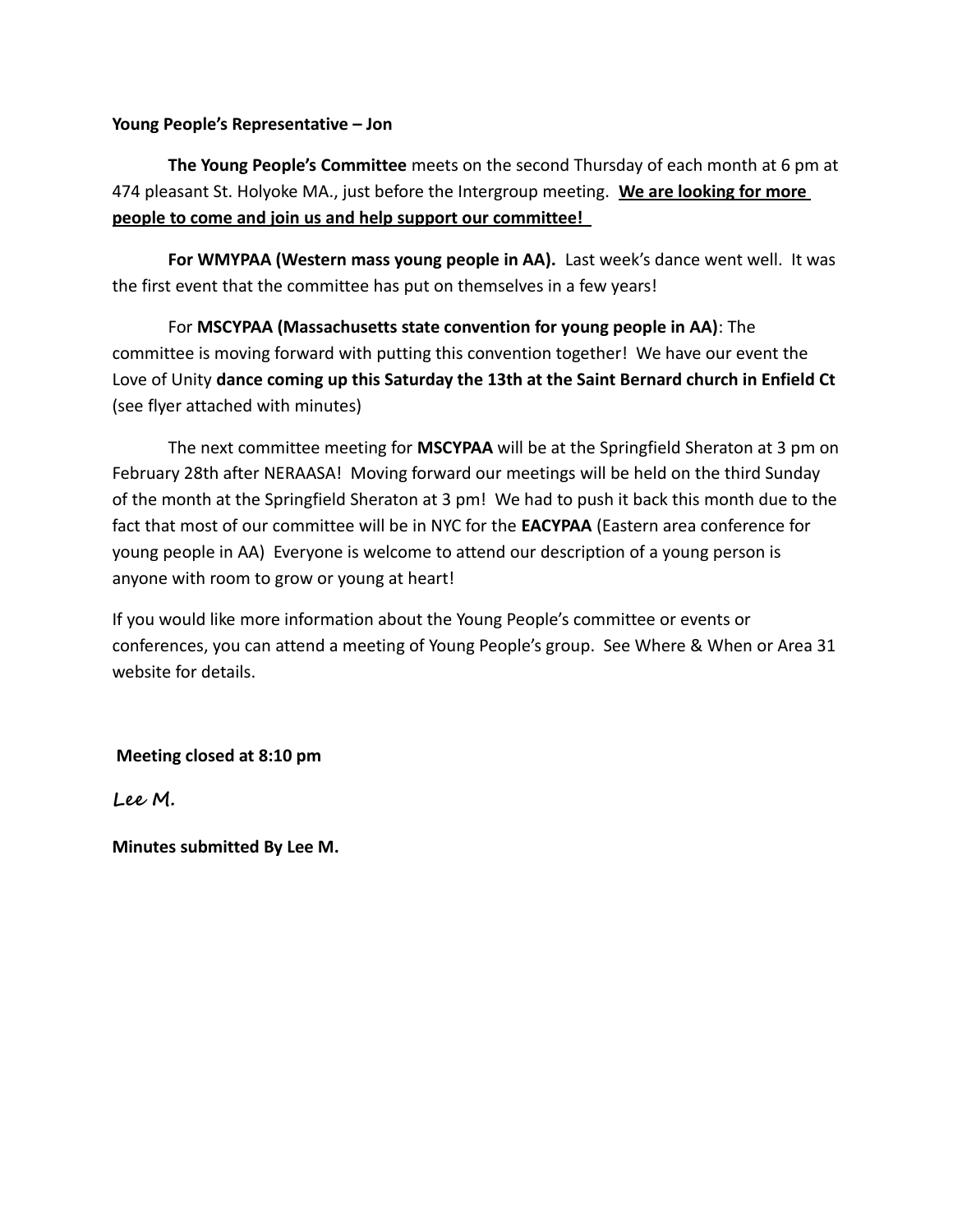**Young People's Representative – Jon**

**The Young People's Committee** meets on the second Thursday of each month at 6 pm at 474 pleasant St. Holyoke MA., just before the Intergroup meeting. **<u>We are looking for more people to come and join us and help support our committee!</u>**

**For WMYPAA (Western mass young people in AA).** Last week's dance went well. It was the first event that the committee has put on themselves in a few years!

For **MSCYPAA (Massachusetts state convention for young people in AA)**: The committee is moving forward with putting this convention together! We have our event the Love of Unity **dance coming up this Saturday the 13th at the Saint Bernard church in Enfield Ct** (see flyer attached with minutes)

The next committee meeting for **MSCYPAA** will be at the Springfield Sheraton at 3 pm on February 28th after NERAASA! Moving forward our meetings will be held on the third Sunday of the month at the Springfield Sheraton at 3 pm! We had to push it back this month due to the fact that most of our committee will be in NYC for the **EACYPAA** (Eastern area conference for young people in AA) Everyone is welcome to attend our description of a young person is anyone with room to grow or young at heart!

If you would like more information about the Young People's committee or events or conferences, you can attend a meeting of Young People's group. See Where & When or Area 31 website for details.

**Meeting closed at 8:10 pm**

Lee M.

**Minutes submitted By Lee M.**